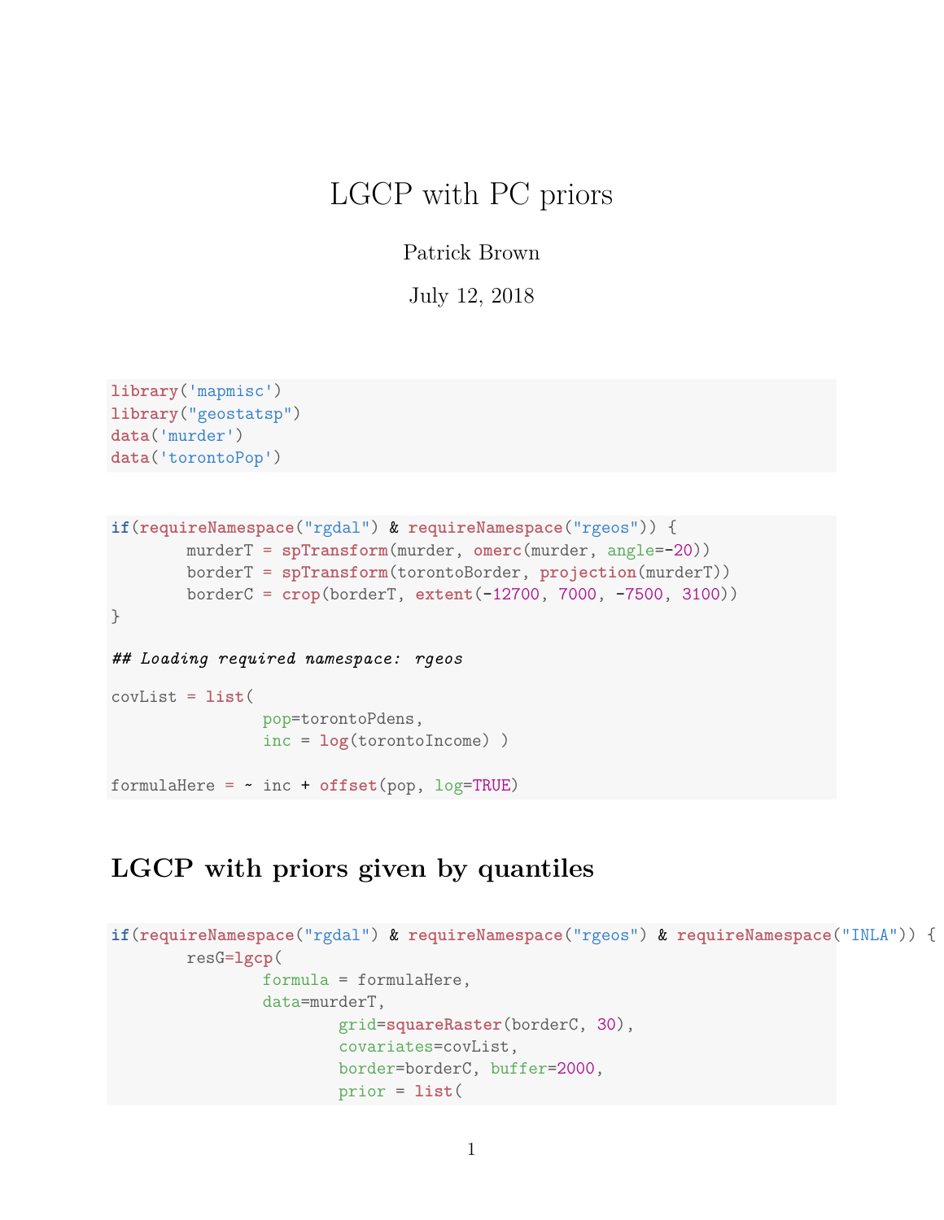# LGCP with PC priors

Patrick Brown

July 12, 2018

```
library('mapmisc')
library("geostatsp")
data('murder')
data('torontoPop')
```

```
if(requireNamespace("rgdal") & requireNamespace("rgeos")) {
        murderT = spTransform(murder, omerc(murder, angle=-20))
        borderT = spTransform(torontoBorder, projection(murderT))
        borderC = crop(borderT, extent(-12700, 7000, -7500, 3100))
}

## Loading required namespace: rgeos

covList = list(
                pop=torontoPdens,
                inc = log(torontoIncome) )

formulaHere = ~ inc + offset(pop, log=TRUE)
```

## LGCP with priors given by quantiles

```
if(requireNamespace("rgdal") & requireNamespace("rgeos") & requireNamespace("INLA")) {
        resG=lgcp(
                formula = formulaHere,
                data=murderT,
                        grid=squareRaster(borderC, 30),
                        covariates=covList,
                        border=borderC, buffer=2000,
                        prior = list(
```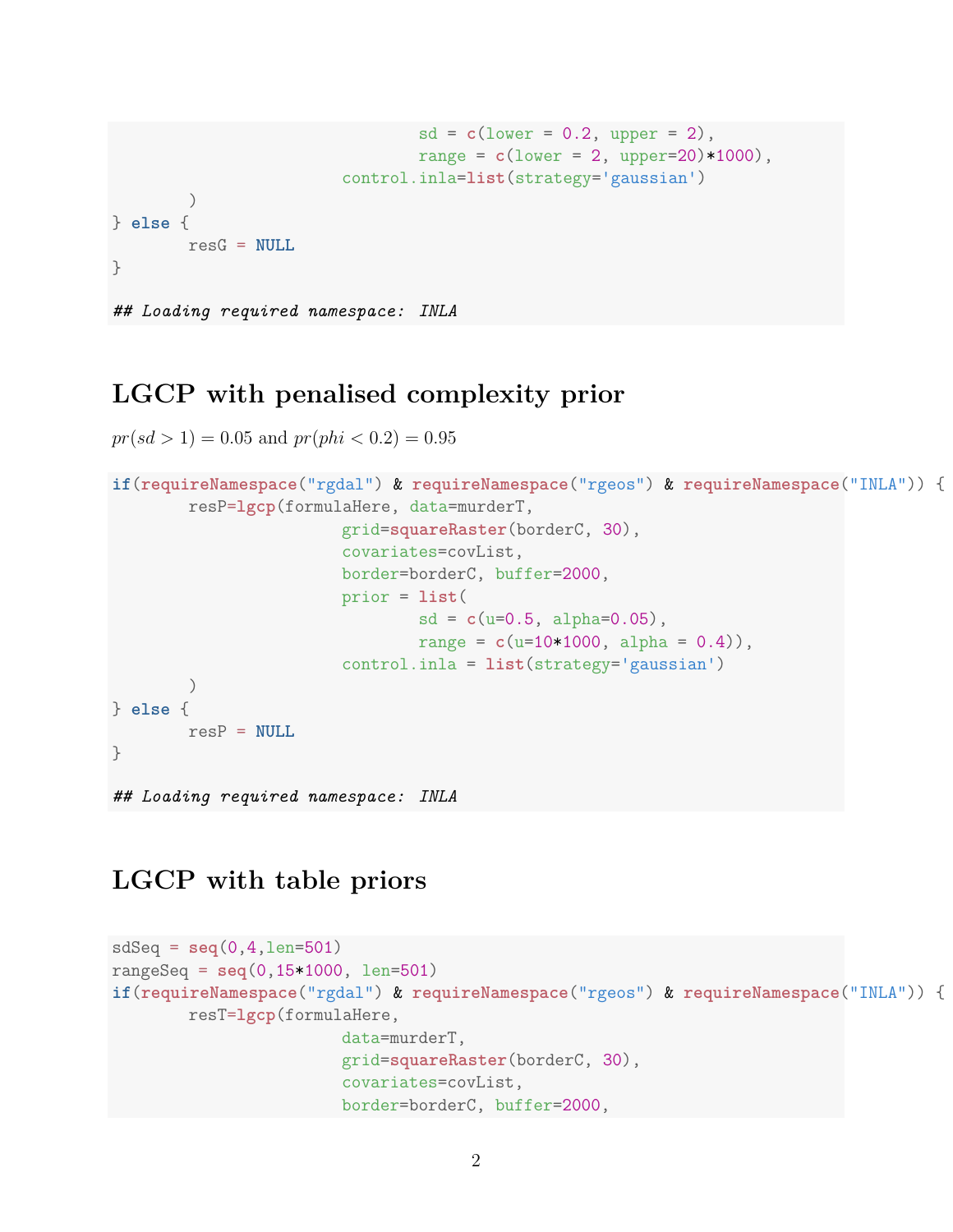```
                                sd = c(lower = 0.2, upper = 2),
                                range = c(lower = 2, upper=20)*1000),
                        control.inla=list(strategy='gaussian')
        )
} else {
        resG = NULL
}

## Loading required namespace: INLA
```

## LGCP with penalised complexity prior

$pr(sd > 1) = 0.05$ and $pr(phi < 0.2) = 0.95$

```
if(requireNamespace("rgdal") & requireNamespace("rgeos") & requireNamespace("INLA")) {
        resP=lgcp(formulaHere, data=murderT,
                        grid=squareRaster(borderC, 30),
                        covariates=covList,
                        border=borderC, buffer=2000,
                        prior = list(
                                sd = c(u=0.5, alpha=0.05),
                                range = c(u=10*1000, alpha = 0.4)),
                        control.inla = list(strategy='gaussian')
        )
} else {
        resP = NULL
}

## Loading required namespace: INLA
```

## LGCP with table priors

```
sdSeq = seq(0,4,len=501)
rangeSeq = seq(0,15*1000, len=501)
if(requireNamespace("rgdal") & requireNamespace("rgeos") & requireNamespace("INLA")) {
        resT=lgcp(formulaHere,
                        data=murderT,
                        grid=squareRaster(borderC, 30),
                        covariates=covList,
                        border=borderC, buffer=2000,
```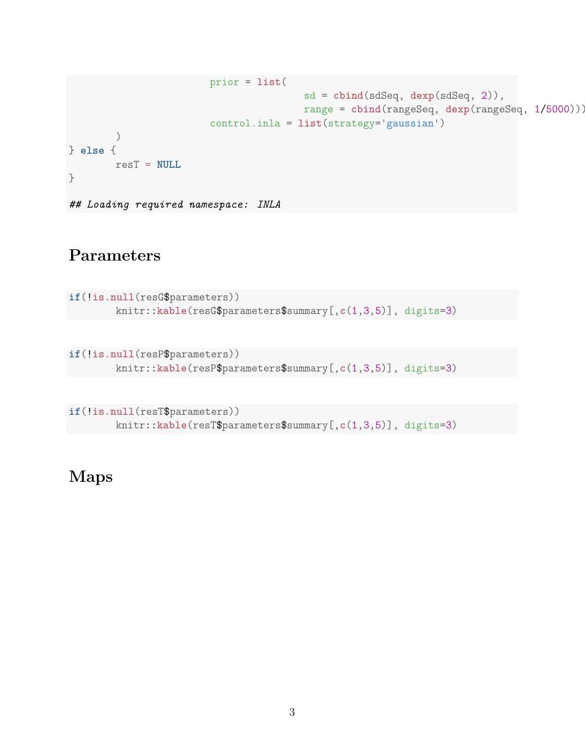```
                         prior = list(
                                         sd = cbind(sdSeq, dexp(sdSeq, 2)),
                                         range = cbind(rangeSeq, dexp(rangeSeq, 1/5000))),
                         control.inla = list(strategy='gaussian')
        )
} else {
        resT = NULL
}

## Loading required namespace: INLA
```

## Parameters

```
if(!is.null(resG$parameters))
        knitr::kable(resG$parameters$summary[,c(1,3,5)], digits=3)
```

```
if(!is.null(resP$parameters))
        knitr::kable(resP$parameters$summary[,c(1,3,5)], digits=3)
```

```
if(!is.null(resT$parameters))
        knitr::kable(resT$parameters$summary[,c(1,3,5)], digits=3)
```

## Maps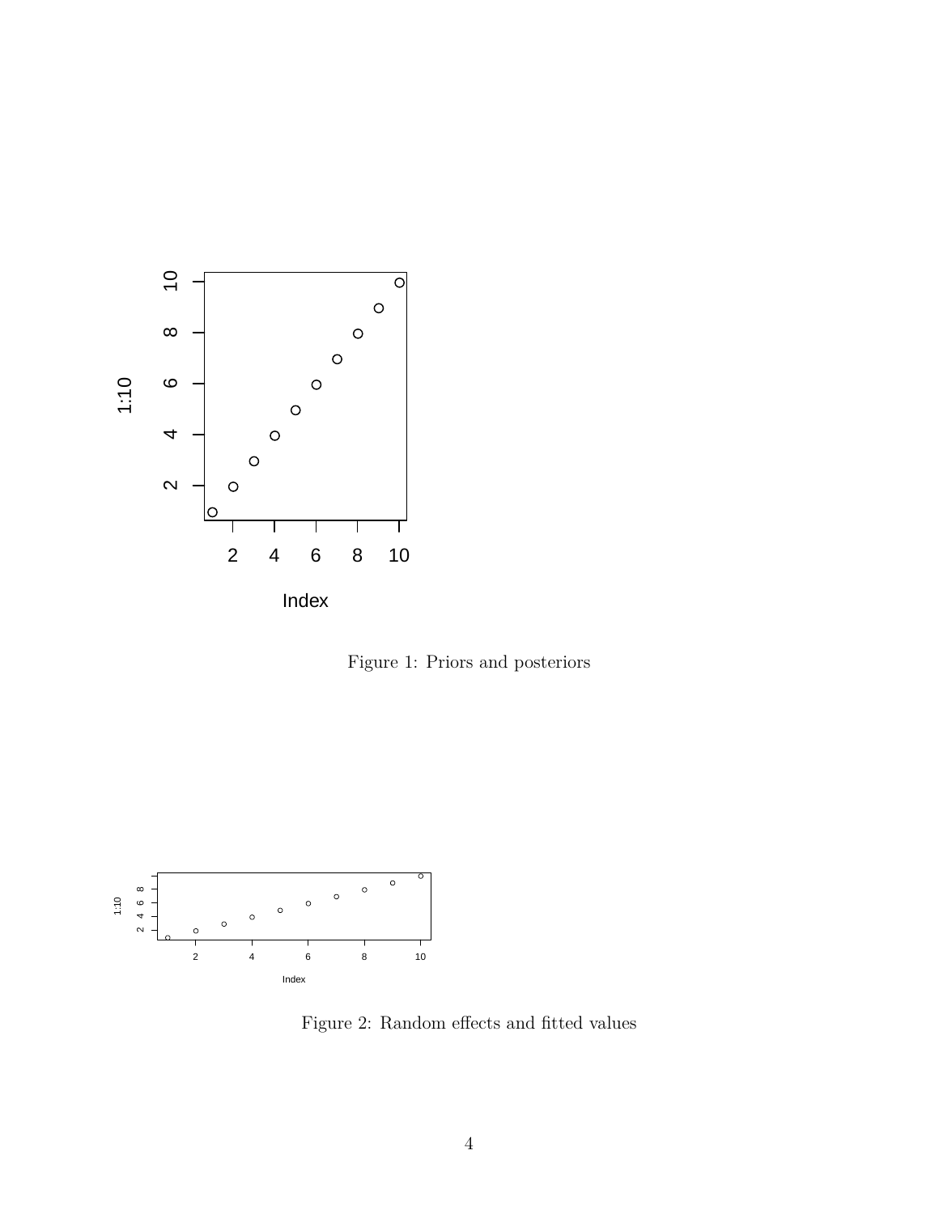1:10

10

8

6

4

2

2 4 6 8 10

Index

Figure 1: Priors and posteriors

1:10

2 4 6 8

2 4 6 8 10

Index

Figure 2: Random effects and fitted values